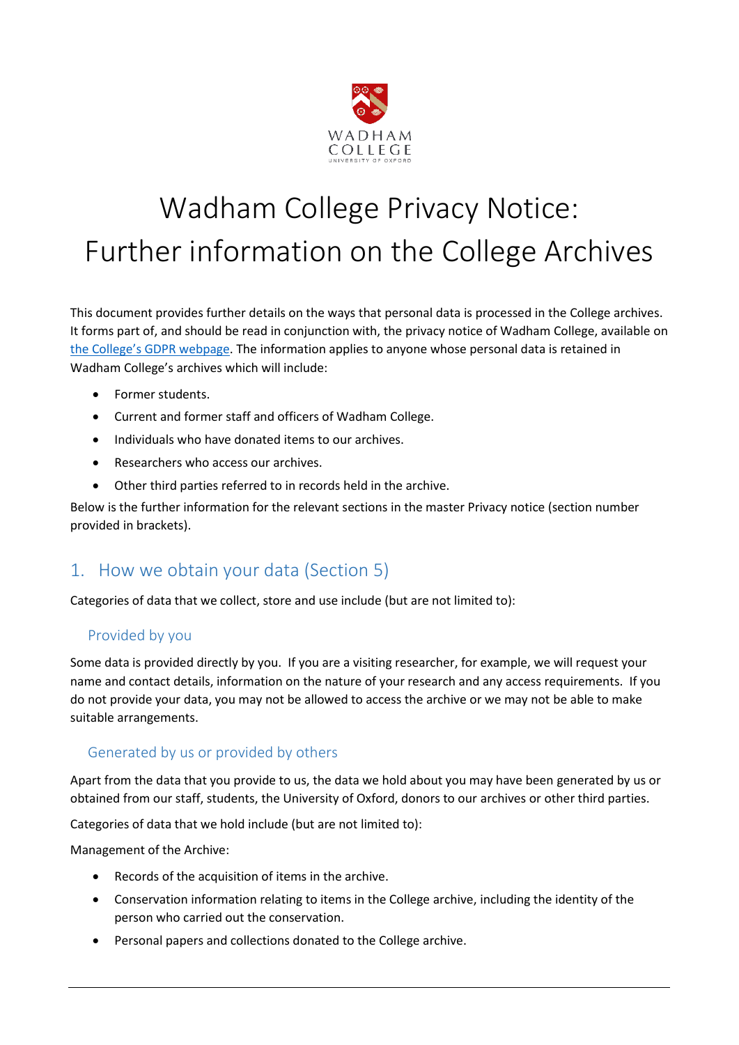# Wadham College Privacy Notice: Further information on the College Archives

This document provides further details on the ways that personal data is processed in the College archives. It forms part of, and should be read in conjunction with, the privacy notice of Wadham College, available on [the College's GDPR webpage](). The information applies to anyone whose personal data is retained in Wadham College's archives which will include:

- Former students.
- Current and former staff and officers of Wadham College.
- Individuals who have donated items to our archives.
- Researchers who access our archives.
- Other third parties referred to in records held in the archive.

Below is the further information for the relevant sections in the master Privacy notice (section number provided in brackets).

## 1. How we obtain your data (Section 5)

Categories of data that we collect, store and use include (but are not limited to):

### Provided by you

Some data is provided directly by you. If you are a visiting researcher, for example, we will request your name and contact details, information on the nature of your research and any access requirements. If you do not provide your data, you may not be allowed to access the archive or we may not be able to make suitable arrangements.

### Generated by us or provided by others

Apart from the data that you provide to us, the data we hold about you may have been generated by us or obtained from our staff, students, the University of Oxford, donors to our archives or other third parties.

Categories of data that we hold include (but are not limited to):

Management of the Archive:

- Records of the acquisition of items in the archive.
- Conservation information relating to items in the College archive, including the identity of the person who carried out the conservation.
- Personal papers and collections donated to the College archive.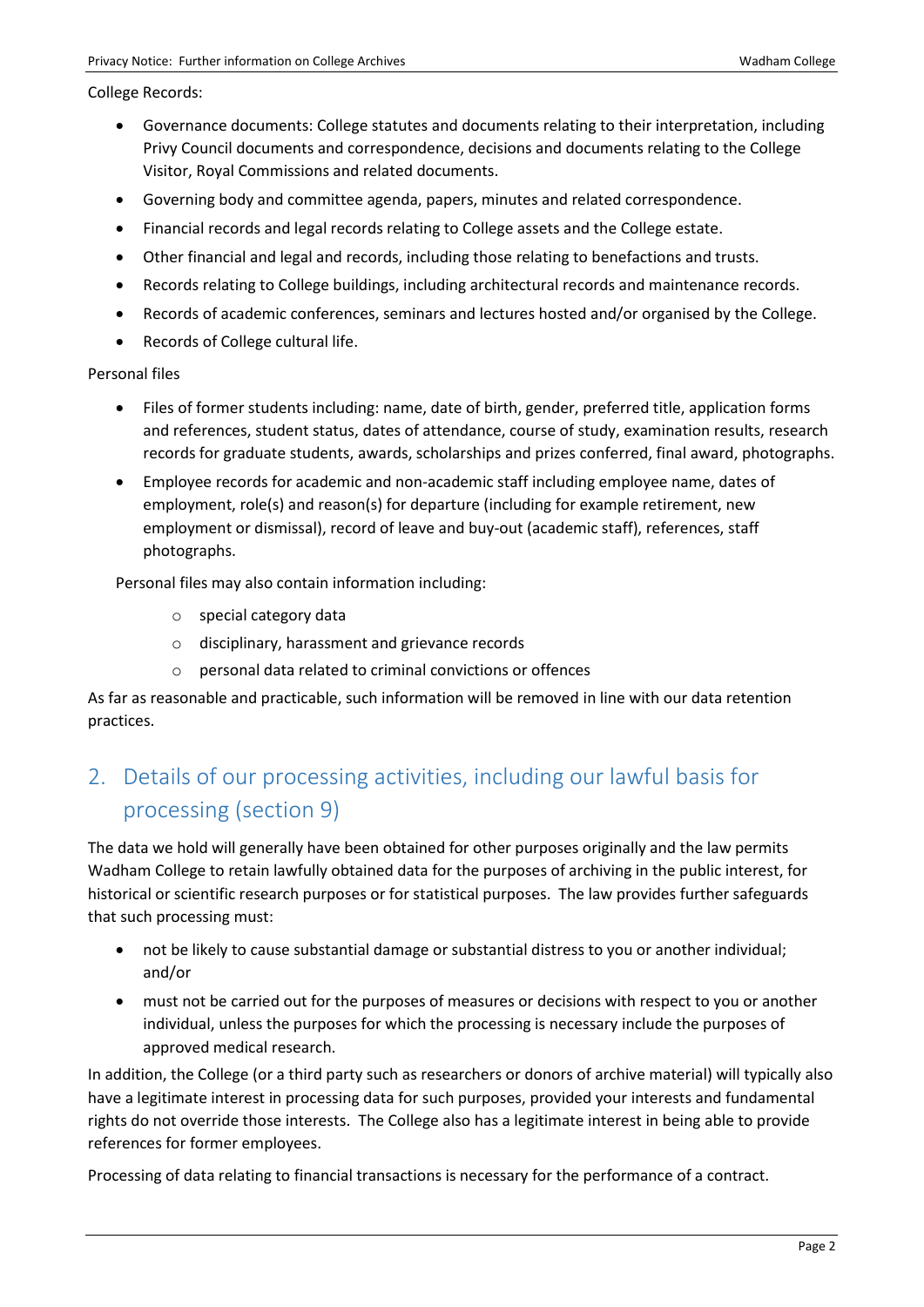College Records:

- Governance documents: College statutes and documents relating to their interpretation, including Privy Council documents and correspondence, decisions and documents relating to the College Visitor, Royal Commissions and related documents.
- Governing body and committee agenda, papers, minutes and related correspondence.
- Financial records and legal records relating to College assets and the College estate.
- Other financial and legal and records, including those relating to benefactions and trusts.
- Records relating to College buildings, including architectural records and maintenance records.
- Records of academic conferences, seminars and lectures hosted and/or organised by the College.
- Records of College cultural life.

Personal files

- Files of former students including: name, date of birth, gender, preferred title, application forms and references, student status, dates of attendance, course of study, examination results, research records for graduate students, awards, scholarships and prizes conferred, final award, photographs.
- Employee records for academic and non-academic staff including employee name, dates of employment, role(s) and reason(s) for departure (including for example retirement, new employment or dismissal), record of leave and buy-out (academic staff), references, staff photographs.

Personal files may also contain information including:

- special category data
- disciplinary, harassment and grievance records
- personal data related to criminal convictions or offences

As far as reasonable and practicable, such information will be removed in line with our data retention practices.

## 2. Details of our processing activities, including our lawful basis for processing (section 9)

The data we hold will generally have been obtained for other purposes originally and the law permits Wadham College to retain lawfully obtained data for the purposes of archiving in the public interest, for historical or scientific research purposes or for statistical purposes. The law provides further safeguards that such processing must:

- not be likely to cause substantial damage or substantial distress to you or another individual; and/or
- must not be carried out for the purposes of measures or decisions with respect to you or another individual, unless the purposes for which the processing is necessary include the purposes of approved medical research.

In addition, the College (or a third party such as researchers or donors of archive material) will typically also have a legitimate interest in processing data for such purposes, provided your interests and fundamental rights do not override those interests. The College also has a legitimate interest in being able to provide references for former employees.

Processing of data relating to financial transactions is necessary for the performance of a contract.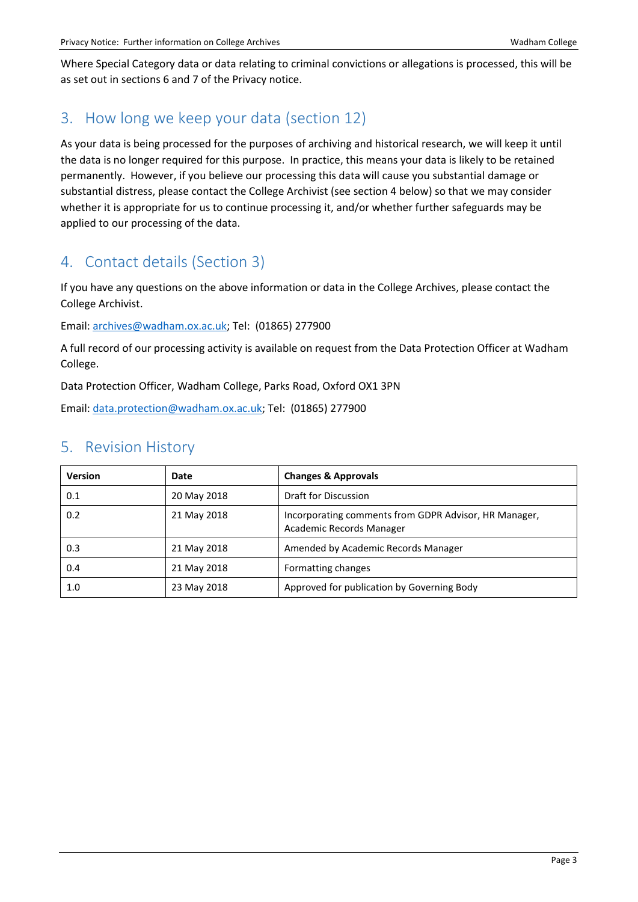Where Special Category data or data relating to criminal convictions or allegations is processed, this will be as set out in sections 6 and 7 of the Privacy notice.

## 3. How long we keep your data (section 12)

As your data is being processed for the purposes of archiving and historical research, we will keep it until the data is no longer required for this purpose. In practice, this means your data is likely to be retained permanently. However, if you believe our processing this data will cause you substantial damage or substantial distress, please contact the College Archivist (see section 4 below) so that we may consider whether it is appropriate for us to continue processing it, and/or whether further safeguards may be applied to our processing of the data.

## 4. Contact details (Section 3)

If you have any questions on the above information or data in the College Archives, please contact the College Archivist.

Email: archives@wadham.ox.ac.uk; Tel: (01865) 277900

A full record of our processing activity is available on request from the Data Protection Officer at Wadham College.

Data Protection Officer, Wadham College, Parks Road, Oxford OX1 3PN

Email: data.protection@wadham.ox.ac.uk; Tel: (01865) 277900

## 5. Revision History

| Version | Date | Changes & Approvals |
|---|---|---|
| 0.1 | 20 May 2018 | Draft for Discussion |
| 0.2 | 21 May 2018 | Incorporating comments from GDPR Advisor, HR Manager, Academic Records Manager |
| 0.3 | 21 May 2018 | Amended by Academic Records Manager |
| 0.4 | 21 May 2018 | Formatting changes |
| 1.0 | 23 May 2018 | Approved for publication by Governing Body |